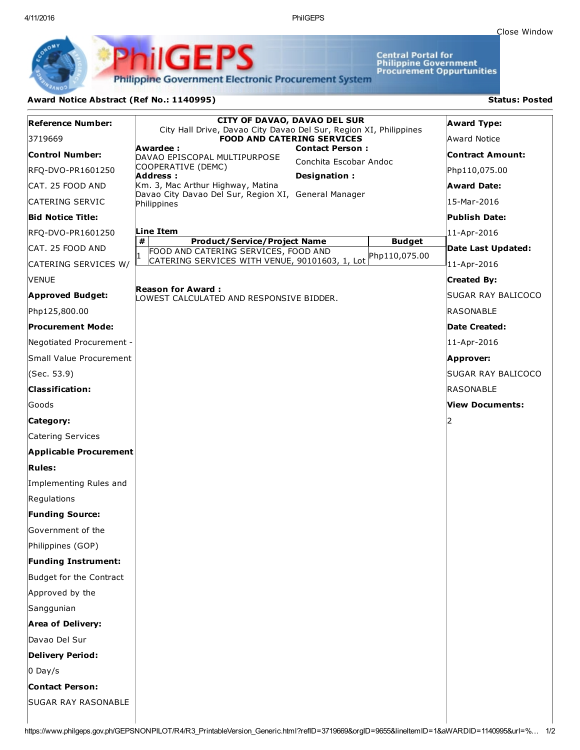Close Window

**PhilGEPS** — Philippine Government Electronic Procurement System

Central Portal for Philippine Government Procurement Oppurtunities

**Award Notice Abstract (Ref No.: 1140995)** **Status: Posted**

**Reference Number:**
3719669

**Control Number:**
RFQ-DVO-PR1601250 CAT. 25 FOOD AND CATERING SERVIC

**Bid Notice Title:**
RFQ-DVO-PR1601250 CAT. 25 FOOD AND CATERING SERVICES W/ VENUE

**Approved Budget:**
Php125,800.00

**Procurement Mode:**
Negotiated Procurement - Small Value Procurement (Sec. 53.9)

**Classification:**
Goods

**Category:**
Catering Services

**Applicable Procurement Rules:**
Implementing Rules and Regulations

**Funding Source:**
Government of the Philippines (GOP)

**Funding Instrument:**
Budget for the Contract Approved by the Sanggunian

**Area of Delivery:**
Davao Del Sur

**Delivery Period:**
0 Day/s

**Contact Person:**
SUGAR RAY RASONABLE

---

**CITY OF DAVAO, DAVAO DEL SUR**
City Hall Drive, Davao City Davao Del Sur, Region XI, Philippines
**FOOD AND CATERING SERVICES**

**Awardee :**
DAVAO EPISCOPAL MULTIPURPOSE COOPERATIVE (DEMC)

**Address :**
Km. 3, Mac Arthur Highway, Matina Davao City Davao Del Sur, Region XI, Philippines

**Contact Person :**
Conchita Escobar Andoc

**Designation :**
General Manager

**Line Item**

| # | Product/Service/Project Name | Budget |
|---|---|---|
| 1 | FOOD AND CATERING SERVICES, FOOD AND CATERING SERVICES WITH VENUE, 90101603, 1, Lot | Php110,075.00 |

**Reason for Award :**
LOWEST CALCULATED AND RESPONSIVE BIDDER.

---

**Award Type:**
Award Notice

**Contract Amount:**
Php110,075.00

**Award Date:**
15-Mar-2016

**Publish Date:**
11-Apr-2016

**Date Last Updated:**
11-Apr-2016

**Created By:**
SUGAR RAY BALICOCO RASONABLE

**Date Created:**
11-Apr-2016

**Approver:**
SUGAR RAY BALICOCO RASONABLE

**View Documents:**
2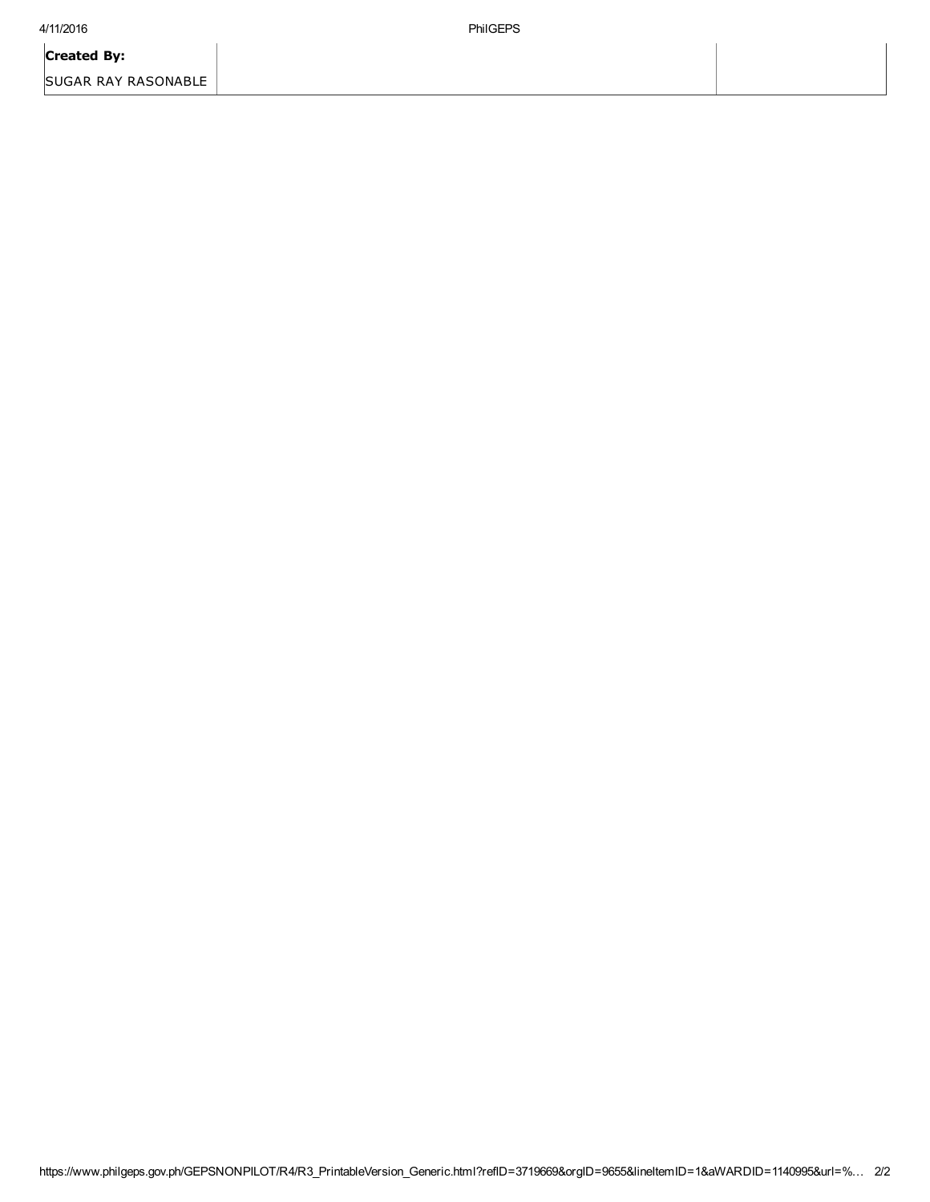| | | |
|---|---|---|
| **Created By:** | | |
| SUGAR RAY RASONABLE | | |